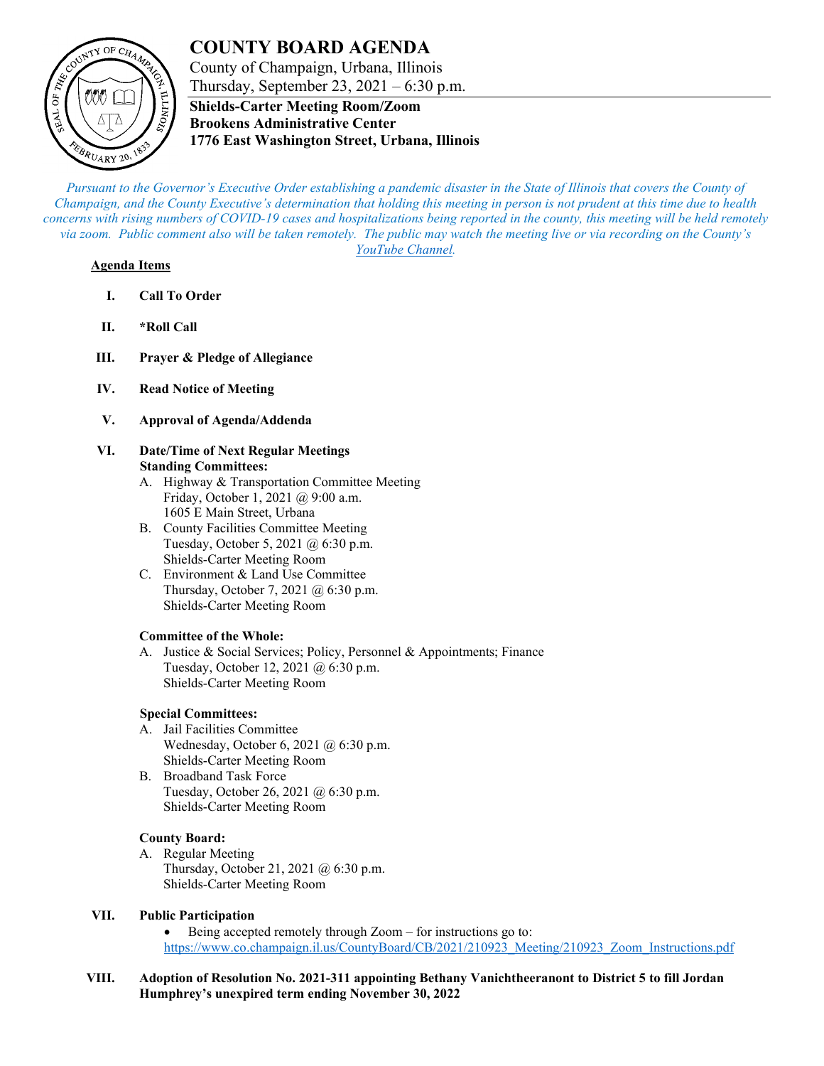# COUNTY BOARD AGENDA

County of Champaign, Urbana, Illinois
Thursday, September 23, 2021 – 6:30 p.m.

**Shields-Carter Meeting Room/Zoom**
**Brookens Administrative Center**
**1776 East Washington Street, Urbana, Illinois**

*Pursuant to the Governor's Executive Order establishing a pandemic disaster in the State of Illinois that covers the County of Champaign, and the County Executive's determination that holding this meeting in person is not prudent at this time due to health concerns with rising numbers of COVID-19 cases and hospitalizations being reported in the county, this meeting will be held remotely via zoom. Public comment also will be taken remotely. The public may watch the meeting live or via recording on the County's YouTube Channel.*

**Agenda Items**

**I. Call To Order**

**II. *Roll Call**

**III. Prayer & Pledge of Allegiance**

**IV. Read Notice of Meeting**

**V. Approval of Agenda/Addenda**

**VI. Date/Time of Next Regular Meetings**

**Standing Committees:**

A. Highway & Transportation Committee Meeting
Friday, October 1, 2021 @ 9:00 a.m.
1605 E Main Street, Urbana

B. County Facilities Committee Meeting
Tuesday, October 5, 2021 @ 6:30 p.m.
Shields-Carter Meeting Room

C. Environment & Land Use Committee
Thursday, October 7, 2021 @ 6:30 p.m.
Shields-Carter Meeting Room

**Committee of the Whole:**

A. Justice & Social Services; Policy, Personnel & Appointments; Finance
Tuesday, October 12, 2021 @ 6:30 p.m.
Shields-Carter Meeting Room

**Special Committees:**

A. Jail Facilities Committee
Wednesday, October 6, 2021 @ 6:30 p.m.
Shields-Carter Meeting Room

B. Broadband Task Force
Tuesday, October 26, 2021 @ 6:30 p.m.
Shields-Carter Meeting Room

**County Board:**

A. Regular Meeting
Thursday, October 21, 2021 @ 6:30 p.m.
Shields-Carter Meeting Room

**VII. Public Participation**

- Being accepted remotely through Zoom – for instructions go to: https://www.co.champaign.il.us/CountyBoard/CB/2021/210923_Meeting/210923_Zoom_Instructions.pdf

**VIII. Adoption of Resolution No. 2021-311 appointing Bethany Vanichtheeranont to District 5 to fill Jordan Humphrey's unexpired term ending November 30, 2022**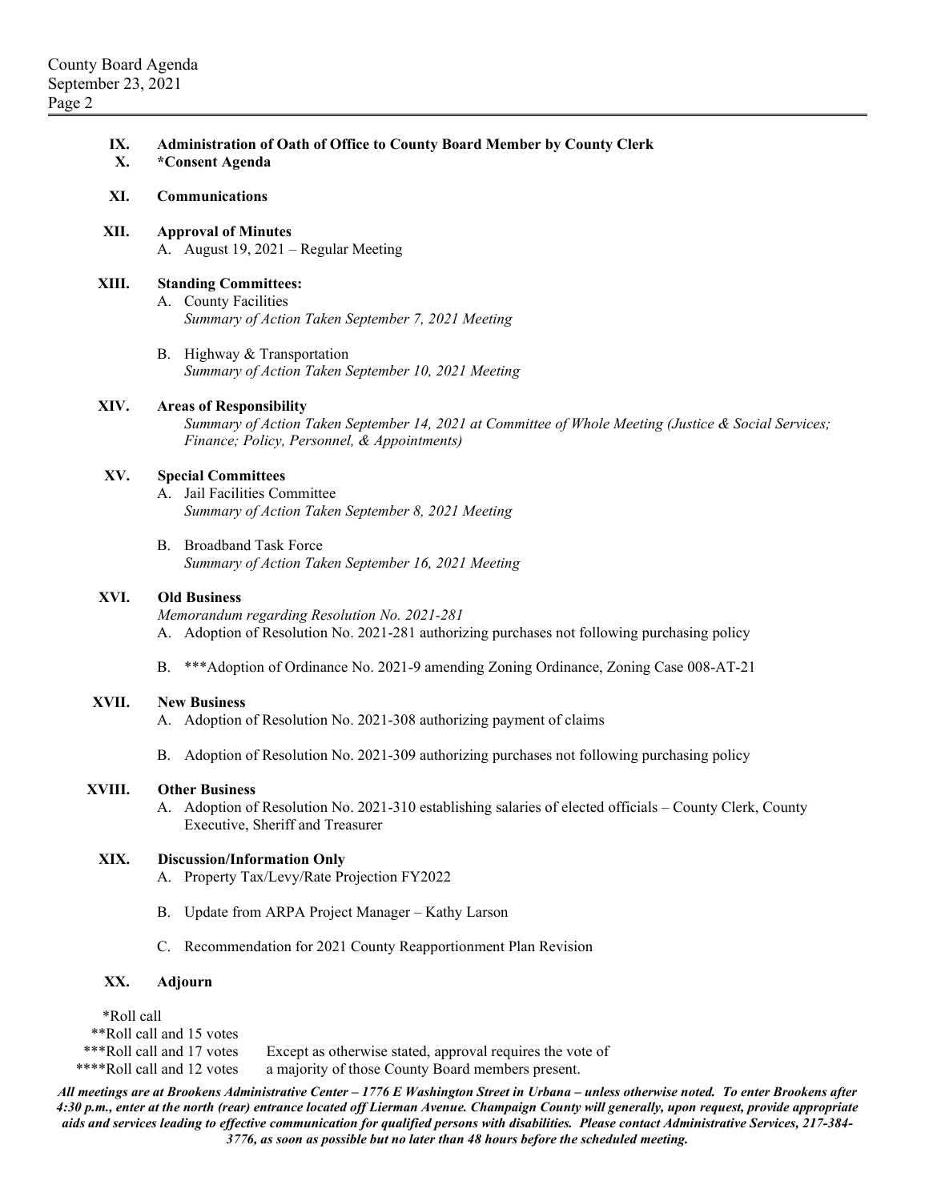**IX. Administration of Oath of Office to County Board Member by County Clerk**

**X. *Consent Agenda**

**XI. Communications**

**XII. Approval of Minutes**

A. August 19, 2021 – Regular Meeting

**XIII. Standing Committees:**

A. County Facilities
*Summary of Action Taken September 7, 2021 Meeting*

B. Highway & Transportation
*Summary of Action Taken September 10, 2021 Meeting*

**XIV. Areas of Responsibility**

*Summary of Action Taken September 14, 2021 at Committee of Whole Meeting (Justice & Social Services; Finance; Policy, Personnel, & Appointments)*

**XV. Special Committees**

A. Jail Facilities Committee
*Summary of Action Taken September 8, 2021 Meeting*

B. Broadband Task Force
*Summary of Action Taken September 16, 2021 Meeting*

**XVI. Old Business**

*Memorandum regarding Resolution No. 2021-281*

A. Adoption of Resolution No. 2021-281 authorizing purchases not following purchasing policy

B. ***Adoption of Ordinance No. 2021-9 amending Zoning Ordinance, Zoning Case 008-AT-21

**XVII. New Business**

A. Adoption of Resolution No. 2021-308 authorizing payment of claims

B. Adoption of Resolution No. 2021-309 authorizing purchases not following purchasing policy

**XVIII. Other Business**

A. Adoption of Resolution No. 2021-310 establishing salaries of elected officials – County Clerk, County Executive, Sheriff and Treasurer

**XIX. Discussion/Information Only**

A. Property Tax/Levy/Rate Projection FY2022

B. Update from ARPA Project Manager – Kathy Larson

C. Recommendation for 2021 County Reapportionment Plan Revision

**XX. Adjourn**

*Roll call
**Roll call and 15 votes
***Roll call and 17 votes
****Roll call and 12 votes

Except as otherwise stated, approval requires the vote of a majority of those County Board members present.

***All meetings are at Brookens Administrative Center – 1776 E Washington Street in Urbana – unless otherwise noted. To enter Brookens after 4:30 p.m., enter at the north (rear) entrance located off Lierman Avenue. Champaign County will generally, upon request, provide appropriate aids and services leading to effective communication for qualified persons with disabilities. Please contact Administrative Services, 217-384-3776, as soon as possible but no later than 48 hours before the scheduled meeting.***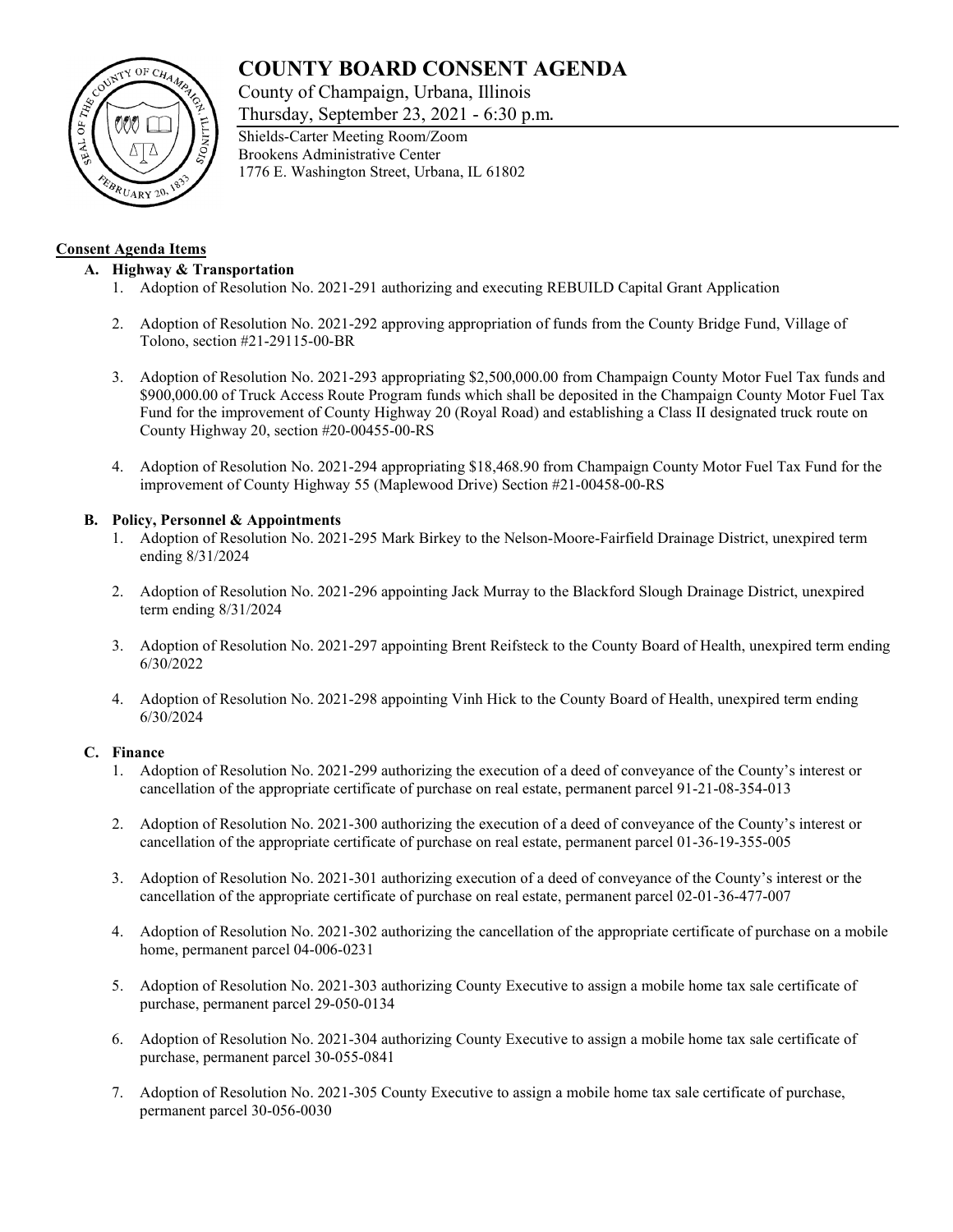# COUNTY BOARD CONSENT AGENDA

County of Champaign, Urbana, Illinois

Thursday, September 23, 2021 - 6:30 p.m.

Shields-Carter Meeting Room/Zoom
Brookens Administrative Center
1776 E. Washington Street, Urbana, IL 61802

**Consent Agenda Items**

**A. Highway & Transportation**

1. Adoption of Resolution No. 2021-291 authorizing and executing REBUILD Capital Grant Application
2. Adoption of Resolution No. 2021-292 approving appropriation of funds from the County Bridge Fund, Village of Tolono, section #21-29115-00-BR
3. Adoption of Resolution No. 2021-293 appropriating $2,500,000.00 from Champaign County Motor Fuel Tax funds and $900,000.00 of Truck Access Route Program funds which shall be deposited in the Champaign County Motor Fuel Tax Fund for the improvement of County Highway 20 (Royal Road) and establishing a Class II designated truck route on County Highway 20, section #20-00455-00-RS
4. Adoption of Resolution No. 2021-294 appropriating $18,468.90 from Champaign County Motor Fuel Tax Fund for the improvement of County Highway 55 (Maplewood Drive) Section #21-00458-00-RS

**B. Policy, Personnel & Appointments**

1. Adoption of Resolution No. 2021-295 Mark Birkey to the Nelson-Moore-Fairfield Drainage District, unexpired term ending 8/31/2024
2. Adoption of Resolution No. 2021-296 appointing Jack Murray to the Blackford Slough Drainage District, unexpired term ending 8/31/2024
3. Adoption of Resolution No. 2021-297 appointing Brent Reifsteck to the County Board of Health, unexpired term ending 6/30/2022
4. Adoption of Resolution No. 2021-298 appointing Vinh Hick to the County Board of Health, unexpired term ending 6/30/2024

**C. Finance**

1. Adoption of Resolution No. 2021-299 authorizing the execution of a deed of conveyance of the County's interest or cancellation of the appropriate certificate of purchase on real estate, permanent parcel 91-21-08-354-013
2. Adoption of Resolution No. 2021-300 authorizing the execution of a deed of conveyance of the County's interest or cancellation of the appropriate certificate of purchase on real estate, permanent parcel 01-36-19-355-005
3. Adoption of Resolution No. 2021-301 authorizing execution of a deed of conveyance of the County's interest or the cancellation of the appropriate certificate of purchase on real estate, permanent parcel 02-01-36-477-007
4. Adoption of Resolution No. 2021-302 authorizing the cancellation of the appropriate certificate of purchase on a mobile home, permanent parcel 04-006-0231
5. Adoption of Resolution No. 2021-303 authorizing County Executive to assign a mobile home tax sale certificate of purchase, permanent parcel 29-050-0134
6. Adoption of Resolution No. 2021-304 authorizing County Executive to assign a mobile home tax sale certificate of purchase, permanent parcel 30-055-0841
7. Adoption of Resolution No. 2021-305 County Executive to assign a mobile home tax sale certificate of purchase, permanent parcel 30-056-0030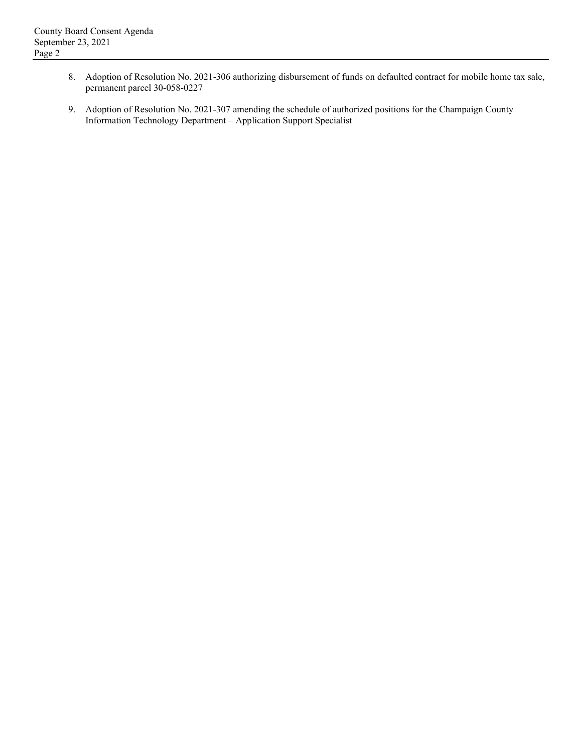8. Adoption of Resolution No. 2021-306 authorizing disbursement of funds on defaulted contract for mobile home tax sale, permanent parcel 30-058-0227

9. Adoption of Resolution No. 2021-307 amending the schedule of authorized positions for the Champaign County Information Technology Department – Application Support Specialist